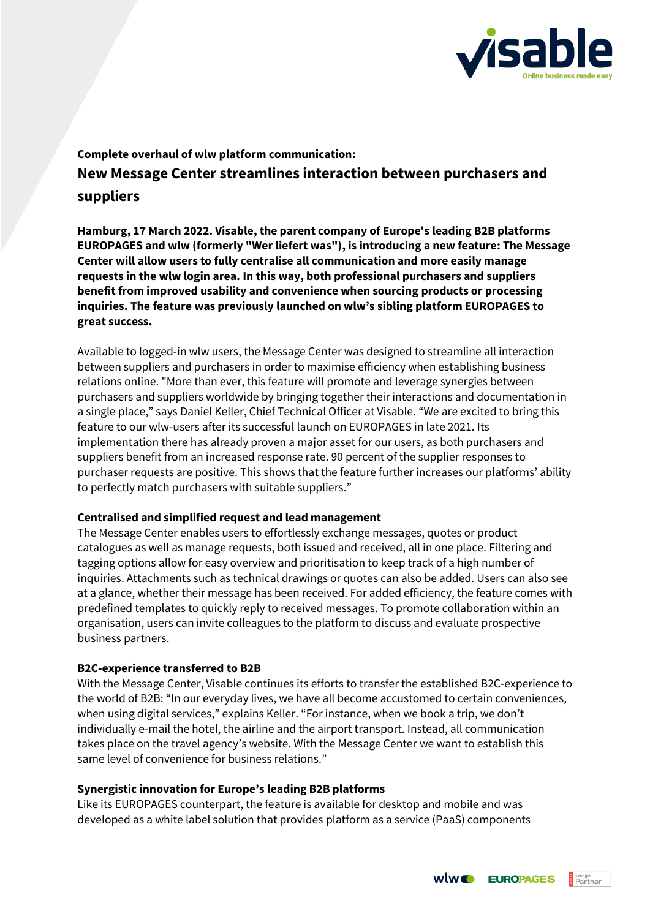**Complete overhaul of wlw platform communication:**

# New Message Center streamlines interaction between purchasers and suppliers

**Hamburg, 17 March 2022. Visable, the parent company of Europe's leading B2B platforms EUROPAGES and wlw (formerly "Wer liefert was"), is introducing a new feature: The Message Center will allow users to fully centralise all communication and more easily manage requests in the wlw login area. In this way, both professional purchasers and suppliers benefit from improved usability and convenience when sourcing products or processing inquiries. The feature was previously launched on wlw's sibling platform EUROPAGES to great success.**

Available to logged-in wlw users, the Message Center was designed to streamline all interaction between suppliers and purchasers in order to maximise efficiency when establishing business relations online. "More than ever, this feature will promote and leverage synergies between purchasers and suppliers worldwide by bringing together their interactions and documentation in a single place," says Daniel Keller, Chief Technical Officer at Visable. "We are excited to bring this feature to our wlw-users after its successful launch on EUROPAGES in late 2021. Its implementation there has already proven a major asset for our users, as both purchasers and suppliers benefit from an increased response rate. 90 percent of the supplier responses to purchaser requests are positive. This shows that the feature further increases our platforms' ability to perfectly match purchasers with suitable suppliers."

### Centralised and simplified request and lead management

The Message Center enables users to effortlessly exchange messages, quotes or product catalogues as well as manage requests, both issued and received, all in one place. Filtering and tagging options allow for easy overview and prioritisation to keep track of a high number of inquiries. Attachments such as technical drawings or quotes can also be added. Users can also see at a glance, whether their message has been received. For added efficiency, the feature comes with predefined templates to quickly reply to received messages. To promote collaboration within an organisation, users can invite colleagues to the platform to discuss and evaluate prospective business partners.

### B2C-experience transferred to B2B

With the Message Center, Visable continues its efforts to transfer the established B2C-experience to the world of B2B: "In our everyday lives, we have all become accustomed to certain conveniences, when using digital services," explains Keller. "For instance, when we book a trip, we don't individually e-mail the hotel, the airline and the airport transport. Instead, all communication takes place on the travel agency's website. With the Message Center we want to establish this same level of convenience for business relations."

### Synergistic innovation for Europe's leading B2B platforms

Like its EUROPAGES counterpart, the feature is available for desktop and mobile and was developed as a white label solution that provides platform as a service (PaaS) components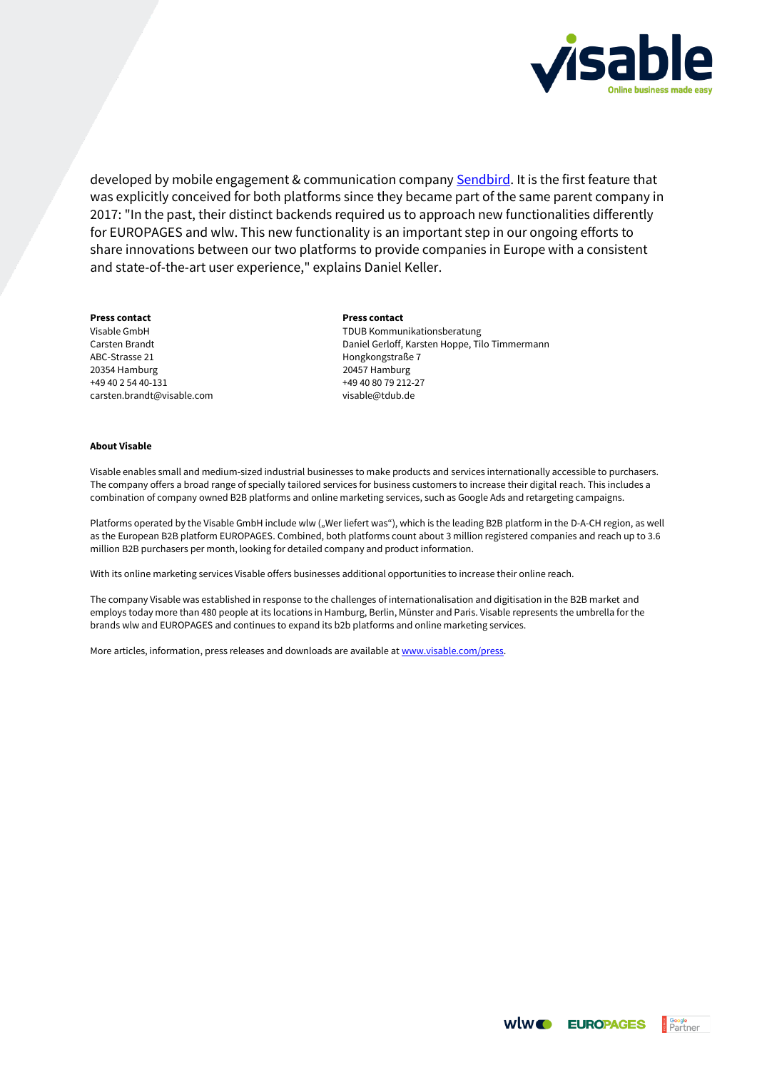developed by mobile engagement & communication company [Sendbird](). It is the first feature that was explicitly conceived for both platforms since they became part of the same parent company in 2017: "In the past, their distinct backends required us to approach new functionalities differently for EUROPAGES and wlw. This new functionality is an important step in our ongoing efforts to share innovations between our two platforms to provide companies in Europe with a consistent and state-of-the-art user experience," explains Daniel Keller.

**Press contact**
Visable GmbH
Carsten Brandt
ABC-Strasse 21
20354 Hamburg
+49 40 2 54 40-131
carsten.brandt@visable.com

**Press contact**
TDUB Kommunikationsberatung
Daniel Gerloff, Karsten Hoppe, Tilo Timmermann
Hongkongstraße 7
20457 Hamburg
+49 40 80 79 212-27
visable@tdub.de

**About Visable**

Visable enables small and medium-sized industrial businesses to make products and services internationally accessible to purchasers. The company offers a broad range of specially tailored services for business customers to increase their digital reach. This includes a combination of company owned B2B platforms and online marketing services, such as Google Ads and retargeting campaigns.

Platforms operated by the Visable GmbH include wlw („Wer liefert was"), which is the leading B2B platform in the D-A-CH region, as well as the European B2B platform EUROPAGES. Combined, both platforms count about 3 million registered companies and reach up to 3.6 million B2B purchasers per month, looking for detailed company and product information.

With its online marketing services Visable offers businesses additional opportunities to increase their online reach.

The company Visable was established in response to the challenges of internationalisation and digitisation in the B2B market and employs today more than 480 people at its locations in Hamburg, Berlin, Münster and Paris. Visable represents the umbrella for the brands wlw and EUROPAGES and continues to expand its b2b platforms and online marketing services.

More articles, information, press releases and downloads are available at [www.visable.com/press]().